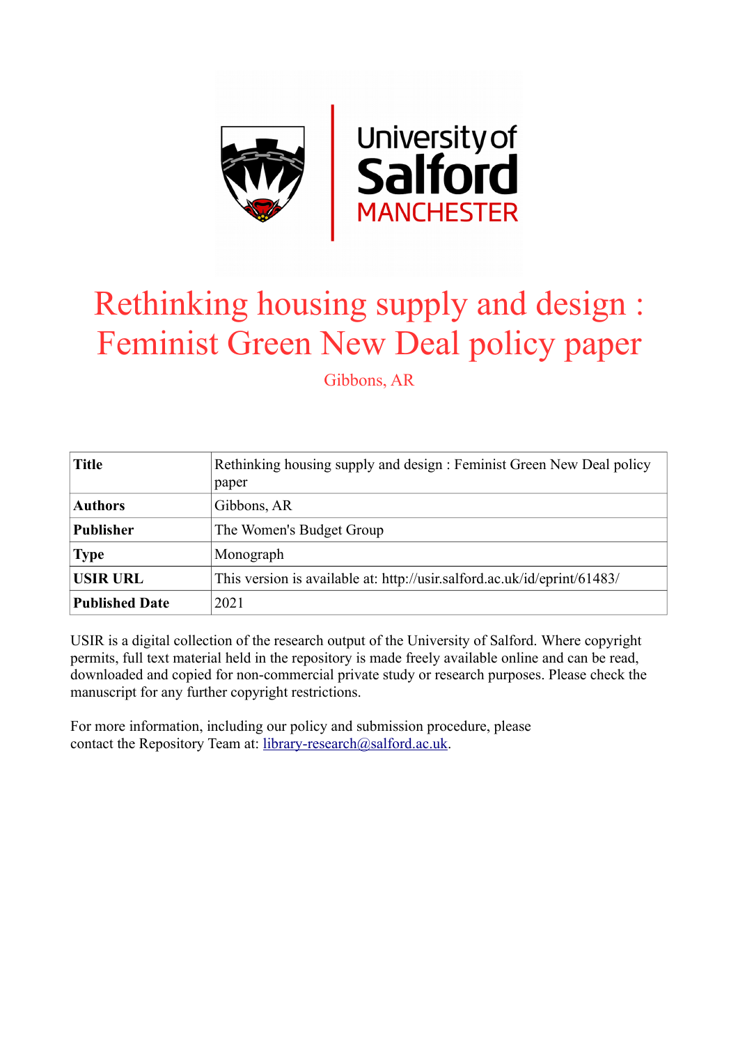# Rethinking housing supply and design : Feminist Green New Deal policy paper

Gibbons, AR

| Title | Rethinking housing supply and design : Feminist Green New Deal policy paper |
|---|---|
| Authors | Gibbons, AR |
| Publisher | The Women's Budget Group |
| Type | Monograph |
| USIR URL | This version is available at: http://usir.salford.ac.uk/id/eprint/61483/ |
| Published Date | 2021 |

USIR is a digital collection of the research output of the University of Salford. Where copyright permits, full text material held in the repository is made freely available online and can be read, downloaded and copied for non-commercial private study or research purposes. Please check the manuscript for any further copyright restrictions.

For more information, including our policy and submission procedure, please contact the Repository Team at: library-research@salford.ac.uk.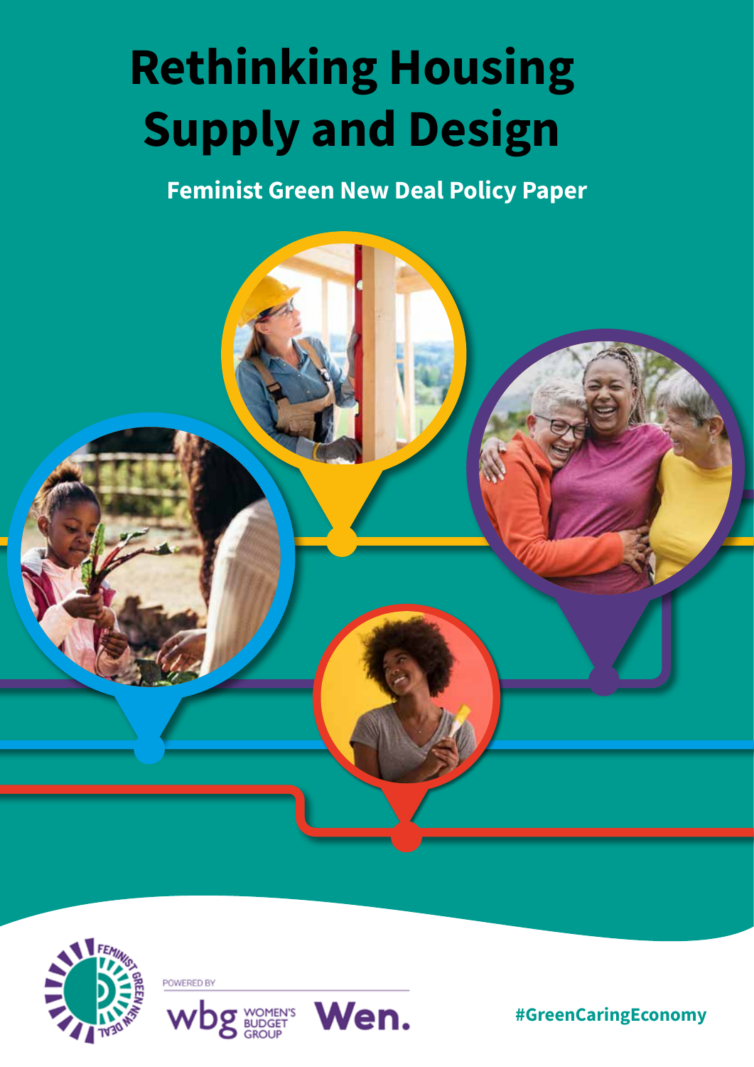# Rethinking Housing Supply and Design

**Feminist Green New Deal Policy Paper**

POWERED BY

WOMEN'S BUDGET GROUP

Wen.

#GreenCaringEconomy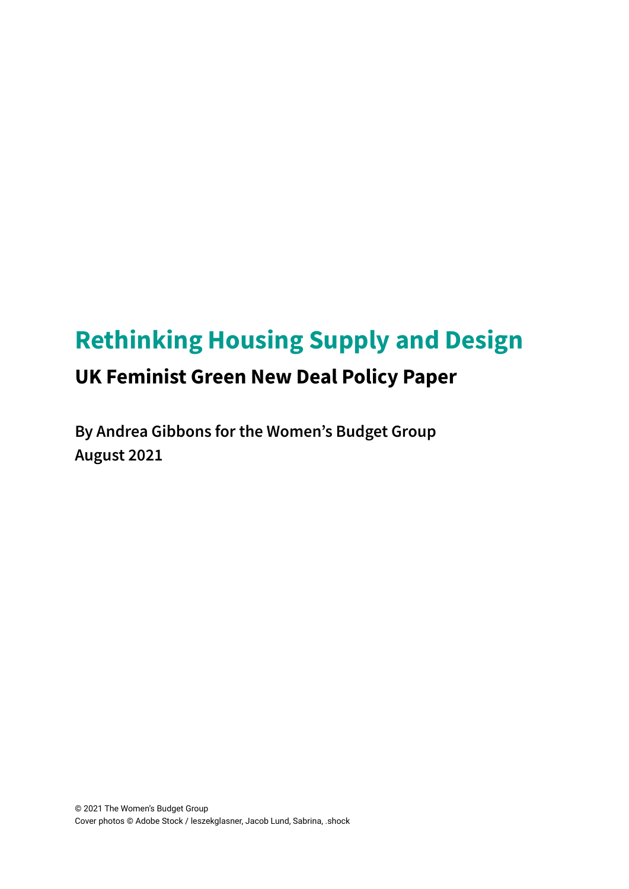# Rethinking Housing Supply and Design

## UK Feminist Green New Deal Policy Paper

**By Andrea Gibbons for the Women's Budget Group**
**August 2021**

© 2021 The Women's Budget Group
Cover photos © Adobe Stock / leszekglasner, Jacob Lund, Sabrina, .shock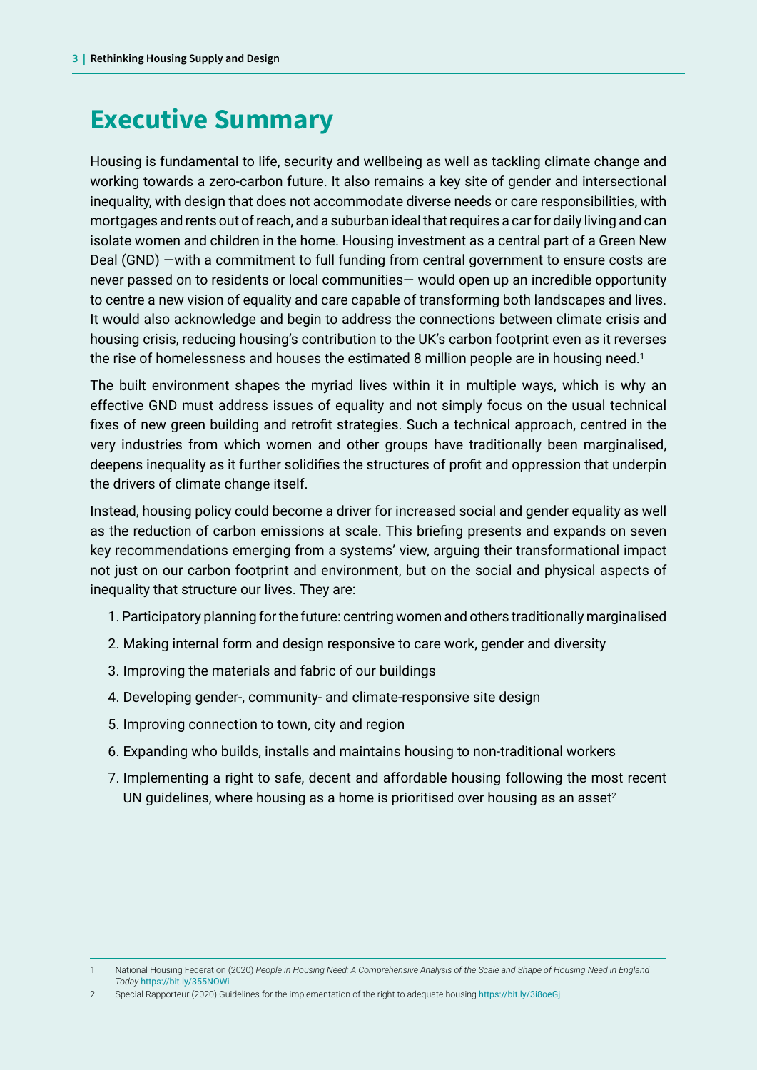# Executive Summary

Housing is fundamental to life, security and wellbeing as well as tackling climate change and working towards a zero-carbon future. It also remains a key site of gender and intersectional inequality, with design that does not accommodate diverse needs or care responsibilities, with mortgages and rents out of reach, and a suburban ideal that requires a car for daily living and can isolate women and children in the home. Housing investment as a central part of a Green New Deal (GND) —with a commitment to full funding from central government to ensure costs are never passed on to residents or local communities— would open up an incredible opportunity to centre a new vision of equality and care capable of transforming both landscapes and lives. It would also acknowledge and begin to address the connections between climate crisis and housing crisis, reducing housing's contribution to the UK's carbon footprint even as it reverses the rise of homelessness and houses the estimated 8 million people are in housing need.[1]

The built environment shapes the myriad lives within it in multiple ways, which is why an effective GND must address issues of equality and not simply focus on the usual technical fixes of new green building and retrofit strategies. Such a technical approach, centred in the very industries from which women and other groups have traditionally been marginalised, deepens inequality as it further solidifies the structures of profit and oppression that underpin the drivers of climate change itself.

Instead, housing policy could become a driver for increased social and gender equality as well as the reduction of carbon emissions at scale. This briefing presents and expands on seven key recommendations emerging from a systems' view, arguing their transformational impact not just on our carbon footprint and environment, but on the social and physical aspects of inequality that structure our lives. They are:

1. Participatory planning for the future: centring women and others traditionally marginalised
2. Making internal form and design responsive to care work, gender and diversity
3. Improving the materials and fabric of our buildings
4. Developing gender-, community- and climate-responsive site design
5. Improving connection to town, city and region
6. Expanding who builds, installs and maintains housing to non-traditional workers
7. Implementing a right to safe, decent and affordable housing following the most recent UN guidelines, where housing as a home is prioritised over housing as an asset[2]

---

1 National Housing Federation (2020) *People in Housing Need: A Comprehensive Analysis of the Scale and Shape of Housing Need in England Today* https://bit.ly/355NOWi

2 Special Rapporteur (2020) Guidelines for the implementation of the right to adequate housing https://bit.ly/3i8oeGj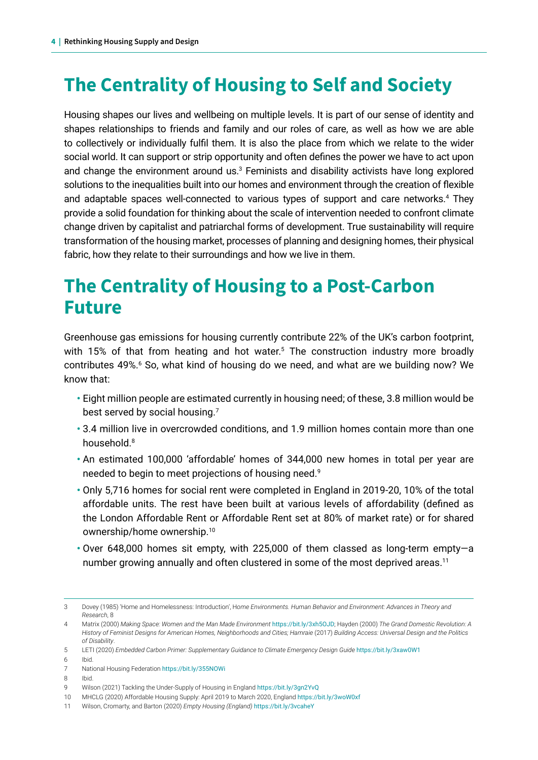## The Centrality of Housing to Self and Society

Housing shapes our lives and wellbeing on multiple levels. It is part of our sense of identity and shapes relationships to friends and family and our roles of care, as well as how we are able to collectively or individually fulfil them. It is also the place from which we relate to the wider social world. It can support or strip opportunity and often defines the power we have to act upon and change the environment around us.[3] Feminists and disability activists have long explored solutions to the inequalities built into our homes and environment through the creation of flexible and adaptable spaces well-connected to various types of support and care networks.[4] They provide a solid foundation for thinking about the scale of intervention needed to confront climate change driven by capitalist and patriarchal forms of development. True sustainability will require transformation of the housing market, processes of planning and designing homes, their physical fabric, how they relate to their surroundings and how we live in them.

## The Centrality of Housing to a Post-Carbon Future

Greenhouse gas emissions for housing currently contribute 22% of the UK's carbon footprint, with 15% of that from heating and hot water.[5] The construction industry more broadly contributes 49%.[6] So, what kind of housing do we need, and what are we building now? We know that:

- Eight million people are estimated currently in housing need; of these, 3.8 million would be best served by social housing.[7]
- 3.4 million live in overcrowded conditions, and 1.9 million homes contain more than one household.[8]
- An estimated 100,000 'affordable' homes of 344,000 new homes in total per year are needed to begin to meet projections of housing need.[9]
- Only 5,716 homes for social rent were completed in England in 2019-20, 10% of the total affordable units. The rest have been built at various levels of affordability (defined as the London Affordable Rent or Affordable Rent set at 80% of market rate) or for shared ownership/home ownership.[10]
- Over 648,000 homes sit empty, with 225,000 of them classed as long-term empty—a number growing annually and often clustered in some of the most deprived areas.[11]

---

3 Dovey (1985) 'Home and Homelessness: Introduction', *Home Environments. Human Behavior and Environment: Advances in Theory and Research*, 8

4 Matrix (2000) *Making Space: Women and the Man Made Environment* https://bit.ly/3xh5OJD; Hayden (2000) *The Grand Domestic Revolution: A History of Feminist Designs for American Homes, Neighborhoods and Cities*; Hamraie (2017) *Building Access: Universal Design and the Politics of Disability*.

5 LETI (2020) *Embedded Carbon Primer: Supplementary Guidance to Climate Emergency Design Guide* https://bit.ly/3xaw0W1

6 Ibid.

7 National Housing Federation https://bit.ly/355NOWi

8 Ibid.

9 Wilson (2021) Tackling the Under-Supply of Housing in England https://bit.ly/3gn2YvQ

10 MHCLG (2020) Affordable Housing Supply: April 2019 to March 2020, England https://bit.ly/3woW0xf

11 Wilson, Cromarty, and Barton (2020) *Empty Housing (England)* https://bit.ly/3vcaheY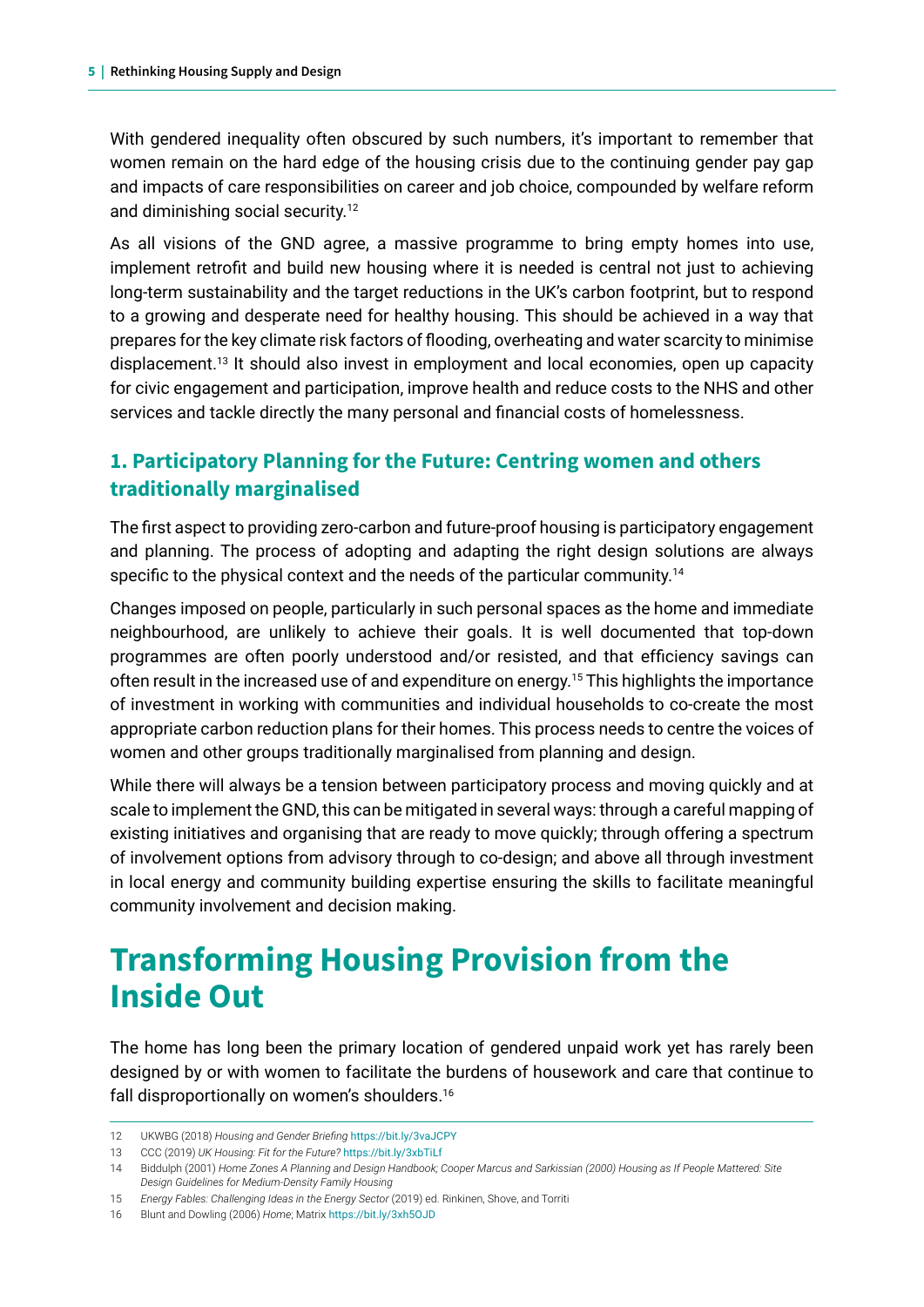With gendered inequality often obscured by such numbers, it's important to remember that women remain on the hard edge of the housing crisis due to the continuing gender pay gap and impacts of care responsibilities on career and job choice, compounded by welfare reform and diminishing social security.[12]

As all visions of the GND agree, a massive programme to bring empty homes into use, implement retrofit and build new housing where it is needed is central not just to achieving long-term sustainability and the target reductions in the UK's carbon footprint, but to respond to a growing and desperate need for healthy housing. This should be achieved in a way that prepares for the key climate risk factors of flooding, overheating and water scarcity to minimise displacement.[13] It should also invest in employment and local economies, open up capacity for civic engagement and participation, improve health and reduce costs to the NHS and other services and tackle directly the many personal and financial costs of homelessness.

### 1. Participatory Planning for the Future: Centring women and others traditionally marginalised

The first aspect to providing zero-carbon and future-proof housing is participatory engagement and planning. The process of adopting and adapting the right design solutions are always specific to the physical context and the needs of the particular community.[14]

Changes imposed on people, particularly in such personal spaces as the home and immediate neighbourhood, are unlikely to achieve their goals. It is well documented that top-down programmes are often poorly understood and/or resisted, and that efficiency savings can often result in the increased use of and expenditure on energy.[15] This highlights the importance of investment in working with communities and individual households to co-create the most appropriate carbon reduction plans for their homes. This process needs to centre the voices of women and other groups traditionally marginalised from planning and design.

While there will always be a tension between participatory process and moving quickly and at scale to implement the GND, this can be mitigated in several ways: through a careful mapping of existing initiatives and organising that are ready to move quickly; through offering a spectrum of involvement options from advisory through to co-design; and above all through investment in local energy and community building expertise ensuring the skills to facilitate meaningful community involvement and decision making.

## Transforming Housing Provision from the Inside Out

The home has long been the primary location of gendered unpaid work yet has rarely been designed by or with women to facilitate the burdens of housework and care that continue to fall disproportionally on women's shoulders.[16]

---

12 UKWBG (2018) *Housing and Gender Briefing* https://bit.ly/3vaJCPY

13 CCC (2019) *UK Housing: Fit for the Future?* https://bit.ly/3xbTiLf

14 Biddulph (2001) *Home Zones A Planning and Design Handbook; Cooper Marcus and Sarkissian (2000) Housing as If People Mattered: Site Design Guidelines for Medium-Density Family Housing*

15 *Energy Fables: Challenging Ideas in the Energy Sector* (2019) ed. Rinkinen, Shove, and Torriti

16 Blunt and Dowling (2006) *Home*; Matrix https://bit.ly/3xh5OJD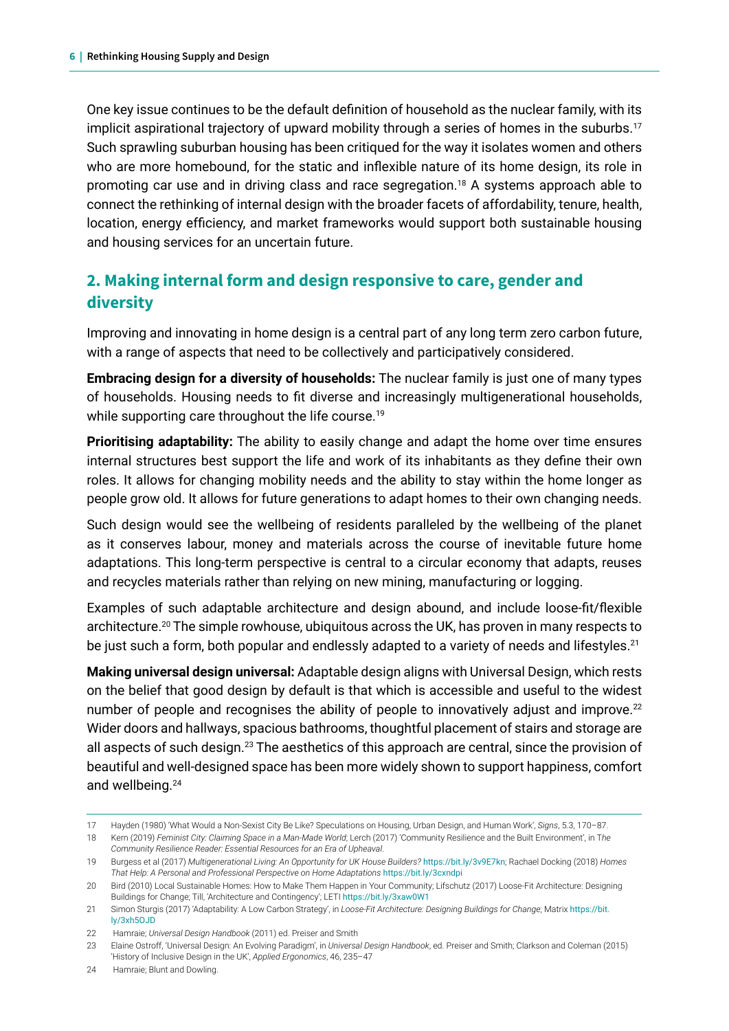One key issue continues to be the default definition of household as the nuclear family, with its implicit aspirational trajectory of upward mobility through a series of homes in the suburbs.[17] Such sprawling suburban housing has been critiqued for the way it isolates women and others who are more homebound, for the static and inflexible nature of its home design, its role in promoting car use and in driving class and race segregation.[18] A systems approach able to connect the rethinking of internal design with the broader facets of affordability, tenure, health, location, energy efficiency, and market frameworks would support both sustainable housing and housing services for an uncertain future.

## 2. Making internal form and design responsive to care, gender and diversity

Improving and innovating in home design is a central part of any long term zero carbon future, with a range of aspects that need to be collectively and participatively considered.

**Embracing design for a diversity of households:** The nuclear family is just one of many types of households. Housing needs to fit diverse and increasingly multigenerational households, while supporting care throughout the life course.[19]

**Prioritising adaptability:** The ability to easily change and adapt the home over time ensures internal structures best support the life and work of its inhabitants as they define their own roles. It allows for changing mobility needs and the ability to stay within the home longer as people grow old. It allows for future generations to adapt homes to their own changing needs.

Such design would see the wellbeing of residents paralleled by the wellbeing of the planet as it conserves labour, money and materials across the course of inevitable future home adaptations. This long-term perspective is central to a circular economy that adapts, reuses and recycles materials rather than relying on new mining, manufacturing or logging.

Examples of such adaptable architecture and design abound, and include loose-fit/flexible architecture.[20] The simple rowhouse, ubiquitous across the UK, has proven in many respects to be just such a form, both popular and endlessly adapted to a variety of needs and lifestyles.[21]

**Making universal design universal:** Adaptable design aligns with Universal Design, which rests on the belief that good design by default is that which is accessible and useful to the widest number of people and recognises the ability of people to innovatively adjust and improve.[22] Wider doors and hallways, spacious bathrooms, thoughtful placement of stairs and storage are all aspects of such design.[23] The aesthetics of this approach are central, since the provision of beautiful and well-designed space has been more widely shown to support happiness, comfort and wellbeing.[24]

---

17 Hayden (1980) 'What Would a Non-Sexist City Be Like? Speculations on Housing, Urban Design, and Human Work', *Signs*, 5.3, 170–87.

18 Kern (2019) *Feminist City: Claiming Space in a Man-Made World*; Lerch (2017) 'Community Resilience and the Built Environment', in *The Community Resilience Reader: Essential Resources for an Era of Upheaval*.

19 Burgess et al (2017) *Multigenerational Living: An Opportunity for UK House Builders?* https://bit.ly/3v9E7kn; Rachael Docking (2018) *Homes That Help: A Personal and Professional Perspective on Home Adaptations* https://bit.ly/3cxndpi

20 Bird (2010) Local Sustainable Homes: How to Make Them Happen in Your Community; Lifschutz (2017) Loose-Fit Architecture: Designing Buildings for Change; Till, 'Architecture and Contingency'; LETI https://bit.ly/3xaw0W1

21 Simon Sturgis (2017) 'Adaptability: A Low Carbon Strategy', in *Loose-Fit Architecture: Designing Buildings for Change*; Matrix https://bit.ly/3xh5OJD

22 Hamraie; *Universal Design Handbook* (2011) ed. Preiser and Smith

23 Elaine Ostroff, 'Universal Design: An Evolving Paradigm', in *Universal Design Handbook*, ed. Preiser and Smith; Clarkson and Coleman (2015) 'History of Inclusive Design in the UK', *Applied Ergonomics*, 46, 235–47

24 Hamraie; Blunt and Dowling.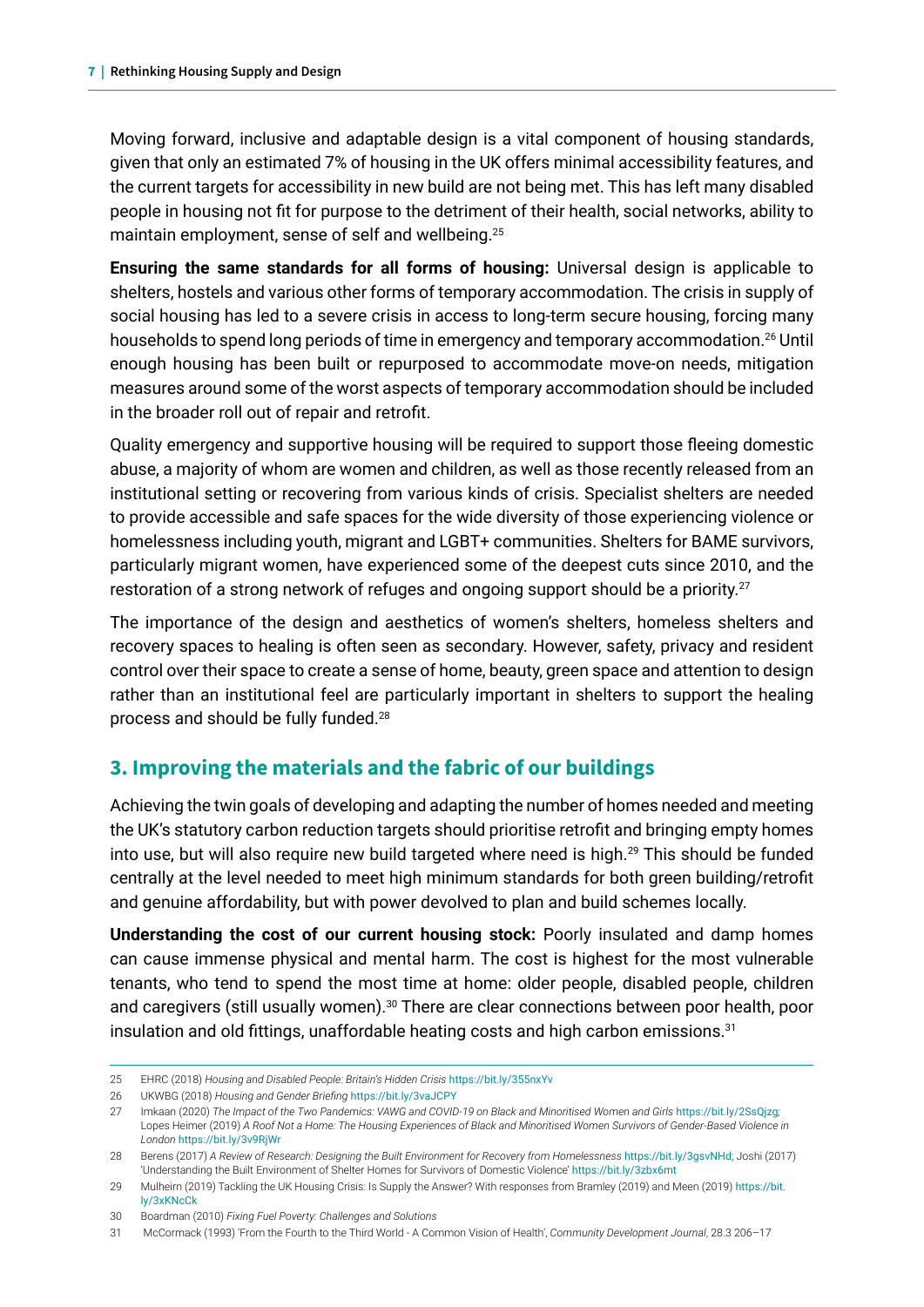Moving forward, inclusive and adaptable design is a vital component of housing standards, given that only an estimated 7% of housing in the UK offers minimal accessibility features, and the current targets for accessibility in new build are not being met. This has left many disabled people in housing not fit for purpose to the detriment of their health, social networks, ability to maintain employment, sense of self and wellbeing.[25]

**Ensuring the same standards for all forms of housing:** Universal design is applicable to shelters, hostels and various other forms of temporary accommodation. The crisis in supply of social housing has led to a severe crisis in access to long-term secure housing, forcing many households to spend long periods of time in emergency and temporary accommodation.[26] Until enough housing has been built or repurposed to accommodate move-on needs, mitigation measures around some of the worst aspects of temporary accommodation should be included in the broader roll out of repair and retrofit.

Quality emergency and supportive housing will be required to support those fleeing domestic abuse, a majority of whom are women and children, as well as those recently released from an institutional setting or recovering from various kinds of crisis. Specialist shelters are needed to provide accessible and safe spaces for the wide diversity of those experiencing violence or homelessness including youth, migrant and LGBT+ communities. Shelters for BAME survivors, particularly migrant women, have experienced some of the deepest cuts since 2010, and the restoration of a strong network of refuges and ongoing support should be a priority.[27]

The importance of the design and aesthetics of women's shelters, homeless shelters and recovery spaces to healing is often seen as secondary. However, safety, privacy and resident control over their space to create a sense of home, beauty, green space and attention to design rather than an institutional feel are particularly important in shelters to support the healing process and should be fully funded.[28]

## 3. Improving the materials and the fabric of our buildings

Achieving the twin goals of developing and adapting the number of homes needed and meeting the UK's statutory carbon reduction targets should prioritise retrofit and bringing empty homes into use, but will also require new build targeted where need is high.[29] This should be funded centrally at the level needed to meet high minimum standards for both green building/retrofit and genuine affordability, but with power devolved to plan and build schemes locally.

**Understanding the cost of our current housing stock:** Poorly insulated and damp homes can cause immense physical and mental harm. The cost is highest for the most vulnerable tenants, who tend to spend the most time at home: older people, disabled people, children and caregivers (still usually women).[30] There are clear connections between poor health, poor insulation and old fittings, unaffordable heating costs and high carbon emissions.[31]

---

25 EHRC (2018) *Housing and Disabled People: Britain's Hidden Crisis* https://bit.ly/355nxYv

26 UKWBG (2018) *Housing and Gender Briefing* https://bit.ly/3vaJCPY

27 Imkaan (2020) *The Impact of the Two Pandemics: VAWG and COVID-19 on Black and Minoritised Women and Girls* https://bit.ly/2SsQjzg; Lopes Heimer (2019) *A Roof Not a Home: The Housing Experiences of Black and Minoritised Women Survivors of Gender-Based Violence in London* https://bit.ly/3v9RjWr

28 Berens (2017) *A Review of Research: Designing the Built Environment for Recovery from Homelessness* https://bit.ly/3gsvNHd; Joshi (2017) 'Understanding the Built Environment of Shelter Homes for Survivors of Domestic Violence' https://bit.ly/3zbx6mt

29 Mulheirn (2019) Tackling the UK Housing Crisis: Is Supply the Answer? With responses from Bramley (2019) and Meen (2019) https://bit.ly/3xKNcCk

30 Boardman (2010) *Fixing Fuel Poverty: Challenges and Solutions*

31 McCormack (1993) 'From the Fourth to the Third World - A Common Vision of Health', *Community Development Journal*, 28.3 206–17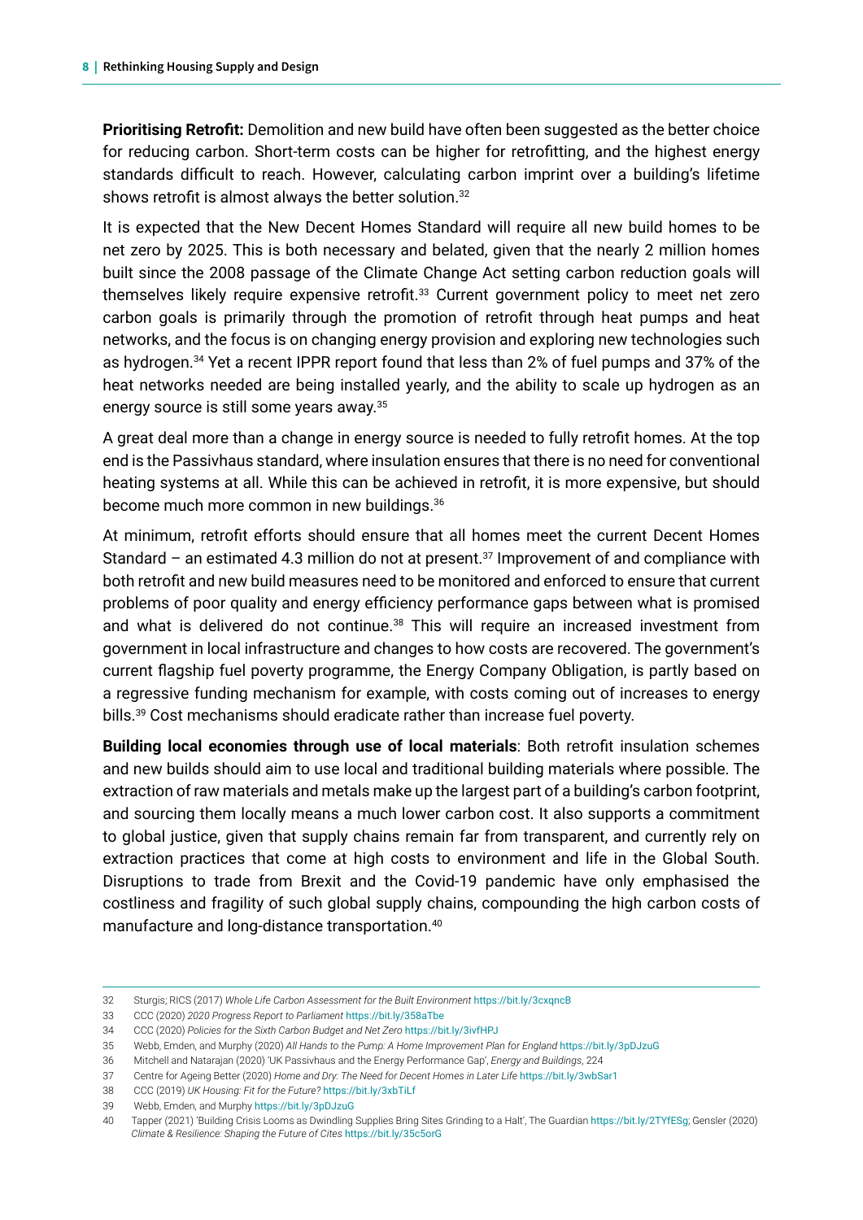**Prioritising Retrofit:** Demolition and new build have often been suggested as the better choice for reducing carbon. Short-term costs can be higher for retrofitting, and the highest energy standards difficult to reach. However, calculating carbon imprint over a building's lifetime shows retrofit is almost always the better solution.[32]

It is expected that the New Decent Homes Standard will require all new build homes to be net zero by 2025. This is both necessary and belated, given that the nearly 2 million homes built since the 2008 passage of the Climate Change Act setting carbon reduction goals will themselves likely require expensive retrofit.[33] Current government policy to meet net zero carbon goals is primarily through the promotion of retrofit through heat pumps and heat networks, and the focus is on changing energy provision and exploring new technologies such as hydrogen.[34] Yet a recent IPPR report found that less than 2% of fuel pumps and 37% of the heat networks needed are being installed yearly, and the ability to scale up hydrogen as an energy source is still some years away.[35]

A great deal more than a change in energy source is needed to fully retrofit homes. At the top end is the Passivhaus standard, where insulation ensures that there is no need for conventional heating systems at all. While this can be achieved in retrofit, it is more expensive, but should become much more common in new buildings.[36]

At minimum, retrofit efforts should ensure that all homes meet the current Decent Homes Standard – an estimated 4.3 million do not at present.[37] Improvement of and compliance with both retrofit and new build measures need to be monitored and enforced to ensure that current problems of poor quality and energy efficiency performance gaps between what is promised and what is delivered do not continue.[38] This will require an increased investment from government in local infrastructure and changes to how costs are recovered. The government's current flagship fuel poverty programme, the Energy Company Obligation, is partly based on a regressive funding mechanism for example, with costs coming out of increases to energy bills.[39] Cost mechanisms should eradicate rather than increase fuel poverty.

**Building local economies through use of local materials**: Both retrofit insulation schemes and new builds should aim to use local and traditional building materials where possible. The extraction of raw materials and metals make up the largest part of a building's carbon footprint, and sourcing them locally means a much lower carbon cost. It also supports a commitment to global justice, given that supply chains remain far from transparent, and currently rely on extraction practices that come at high costs to environment and life in the Global South. Disruptions to trade from Brexit and the Covid-19 pandemic have only emphasised the costliness and fragility of such global supply chains, compounding the high carbon costs of manufacture and long-distance transportation.[40]

---

32 Sturgis; RICS (2017) *Whole Life Carbon Assessment for the Built Environment* https://bit.ly/3cxqncB

33 CCC (2020) *2020 Progress Report to Parliament* https://bit.ly/358aTbe

34 CCC (2020) *Policies for the Sixth Carbon Budget and Net Zero* https://bit.ly/3ivfHPJ

35 Webb, Emden, and Murphy (2020) *All Hands to the Pump: A Home Improvement Plan for England* https://bit.ly/3pDJzuG

36 Mitchell and Natarajan (2020) 'UK Passivhaus and the Energy Performance Gap', *Energy and Buildings*, 224

37 Centre for Ageing Better (2020) *Home and Dry: The Need for Decent Homes in Later Life* https://bit.ly/3wbSar1

38 CCC (2019) *UK Housing: Fit for the Future?* https://bit.ly/3xbTiLf

39 Webb, Emden, and Murphy https://bit.ly/3pDJzuG

40 Tapper (2021) 'Building Crisis Looms as Dwindling Supplies Bring Sites Grinding to a Halt', The Guardian https://bit.ly/2TYfESg; Gensler (2020) *Climate & Resilience: Shaping the Future of Cites* https://bit.ly/35c5orG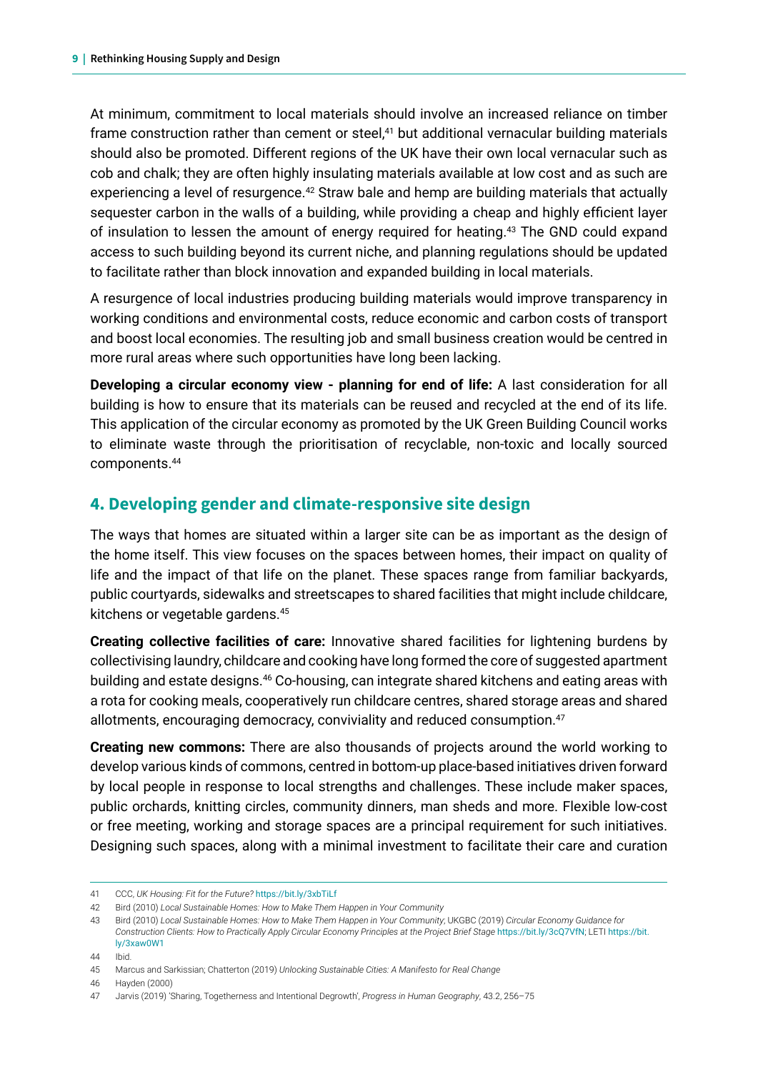At minimum, commitment to local materials should involve an increased reliance on timber frame construction rather than cement or steel,[41] but additional vernacular building materials should also be promoted. Different regions of the UK have their own local vernacular such as cob and chalk; they are often highly insulating materials available at low cost and as such are experiencing a level of resurgence.[42] Straw bale and hemp are building materials that actually sequester carbon in the walls of a building, while providing a cheap and highly efficient layer of insulation to lessen the amount of energy required for heating.[43] The GND could expand access to such building beyond its current niche, and planning regulations should be updated to facilitate rather than block innovation and expanded building in local materials.

A resurgence of local industries producing building materials would improve transparency in working conditions and environmental costs, reduce economic and carbon costs of transport and boost local economies. The resulting job and small business creation would be centred in more rural areas where such opportunities have long been lacking.

**Developing a circular economy view - planning for end of life:** A last consideration for all building is how to ensure that its materials can be reused and recycled at the end of its life. This application of the circular economy as promoted by the UK Green Building Council works to eliminate waste through the prioritisation of recyclable, non-toxic and locally sourced components.[44]

## 4. Developing gender and climate-responsive site design

The ways that homes are situated within a larger site can be as important as the design of the home itself. This view focuses on the spaces between homes, their impact on quality of life and the impact of that life on the planet. These spaces range from familiar backyards, public courtyards, sidewalks and streetscapes to shared facilities that might include childcare, kitchens or vegetable gardens.[45]

**Creating collective facilities of care:** Innovative shared facilities for lightening burdens by collectivising laundry, childcare and cooking have long formed the core of suggested apartment building and estate designs.[46] Co-housing, can integrate shared kitchens and eating areas with a rota for cooking meals, cooperatively run childcare centres, shared storage areas and shared allotments, encouraging democracy, conviviality and reduced consumption.[47]

**Creating new commons:** There are also thousands of projects around the world working to develop various kinds of commons, centred in bottom-up place-based initiatives driven forward by local people in response to local strengths and challenges. These include maker spaces, public orchards, knitting circles, community dinners, man sheds and more. Flexible low-cost or free meeting, working and storage spaces are a principal requirement for such initiatives. Designing such spaces, along with a minimal investment to facilitate their care and curation

---

41 CCC, *UK Housing: Fit for the Future?* https://bit.ly/3xbTiLf

42 Bird (2010) *Local Sustainable Homes: How to Make Them Happen in Your Community*

43 Bird (2010) *Local Sustainable Homes: How to Make Them Happen in Your Community*; UKGBC (2019) *Circular Economy Guidance for Construction Clients: How to Practically Apply Circular Economy Principles at the Project Brief Stage* https://bit.ly/3cQ7VfN; LETI https://bit.ly/3xaw0W1

44 Ibid.

45 Marcus and Sarkissian; Chatterton (2019) *Unlocking Sustainable Cities: A Manifesto for Real Change*

46 Hayden (2000)

47 Jarvis (2019) 'Sharing, Togetherness and Intentional Degrowth', *Progress in Human Geography*, 43.2, 256–75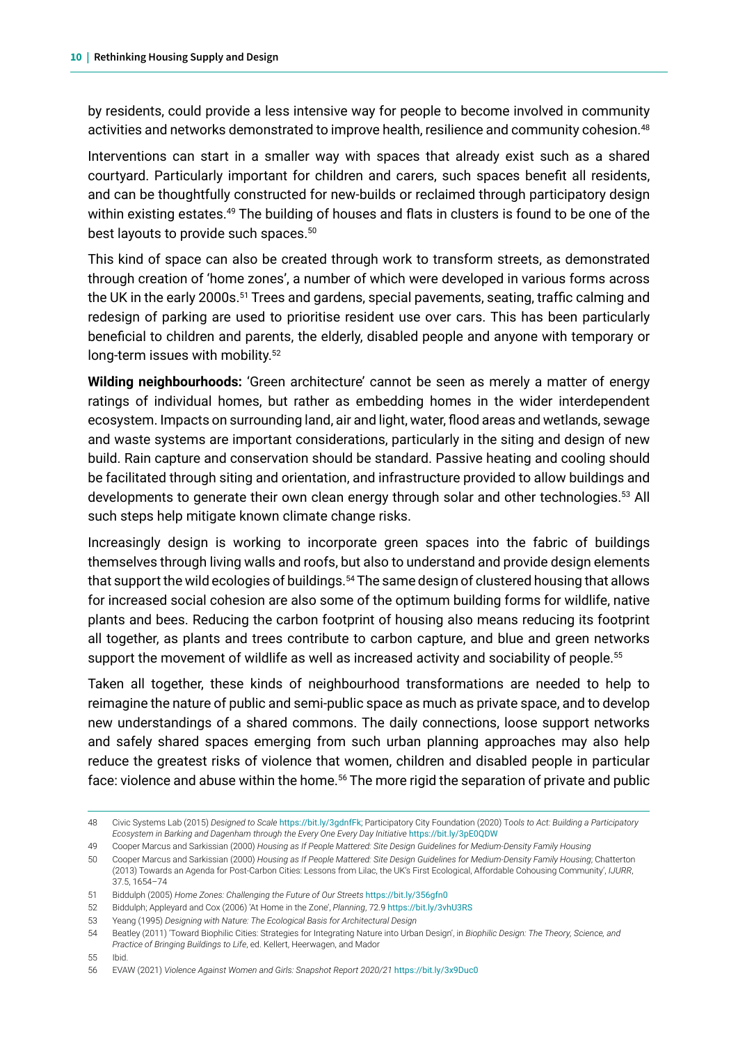by residents, could provide a less intensive way for people to become involved in community activities and networks demonstrated to improve health, resilience and community cohesion.[48]

Interventions can start in a smaller way with spaces that already exist such as a shared courtyard. Particularly important for children and carers, such spaces benefit all residents, and can be thoughtfully constructed for new-builds or reclaimed through participatory design within existing estates.[49] The building of houses and flats in clusters is found to be one of the best layouts to provide such spaces.[50]

This kind of space can also be created through work to transform streets, as demonstrated through creation of 'home zones', a number of which were developed in various forms across the UK in the early 2000s.[51] Trees and gardens, special pavements, seating, traffic calming and redesign of parking are used to prioritise resident use over cars. This has been particularly beneficial to children and parents, the elderly, disabled people and anyone with temporary or long-term issues with mobility.[52]

**Wilding neighbourhoods:** 'Green architecture' cannot be seen as merely a matter of energy ratings of individual homes, but rather as embedding homes in the wider interdependent ecosystem. Impacts on surrounding land, air and light, water, flood areas and wetlands, sewage and waste systems are important considerations, particularly in the siting and design of new build. Rain capture and conservation should be standard. Passive heating and cooling should be facilitated through siting and orientation, and infrastructure provided to allow buildings and developments to generate their own clean energy through solar and other technologies.[53] All such steps help mitigate known climate change risks.

Increasingly design is working to incorporate green spaces into the fabric of buildings themselves through living walls and roofs, but also to understand and provide design elements that support the wild ecologies of buildings.[54] The same design of clustered housing that allows for increased social cohesion are also some of the optimum building forms for wildlife, native plants and bees. Reducing the carbon footprint of housing also means reducing its footprint all together, as plants and trees contribute to carbon capture, and blue and green networks support the movement of wildlife as well as increased activity and sociability of people.[55]

Taken all together, these kinds of neighbourhood transformations are needed to help to reimagine the nature of public and semi-public space as much as private space, and to develop new understandings of a shared commons. The daily connections, loose support networks and safely shared spaces emerging from such urban planning approaches may also help reduce the greatest risks of violence that women, children and disabled people in particular face: violence and abuse within the home.[56] The more rigid the separation of private and public

---

48 Civic Systems Lab (2015) *Designed to Scale* https://bit.ly/3gdnfFk; Participatory City Foundation (2020) *Tools to Act: Building a Participatory Ecosystem in Barking and Dagenham through the Every One Every Day Initiative* https://bit.ly/3pE0QDW

49 Cooper Marcus and Sarkissian (2000) *Housing as If People Mattered: Site Design Guidelines for Medium-Density Family Housing*

50 Cooper Marcus and Sarkissian (2000) *Housing as If People Mattered: Site Design Guidelines for Medium-Density Family Housing*; Chatterton (2013) Towards an Agenda for Post-Carbon Cities: Lessons from Lilac, the UK's First Ecological, Affordable Cohousing Community', *IJURR*, 37.5, 1654–74

51 Biddulph (2005) *Home Zones: Challenging the Future of Our Streets* https://bit.ly/356gfn0

52 Biddulph; Appleyard and Cox (2006) 'At Home in the Zone', *Planning*, 72.9 https://bit.ly/3vhU3RS

53 Yeang (1995) *Designing with Nature: The Ecological Basis for Architectural Design*

54 Beatley (2011) 'Toward Biophilic Cities: Strategies for Integrating Nature into Urban Design', in *Biophilic Design: The Theory, Science, and Practice of Bringing Buildings to Life*, ed. Kellert, Heerwagen, and Mador

55 Ibid.

56 EVAW (2021) *Violence Against Women and Girls: Snapshot Report 2020/21* https://bit.ly/3x9Duc0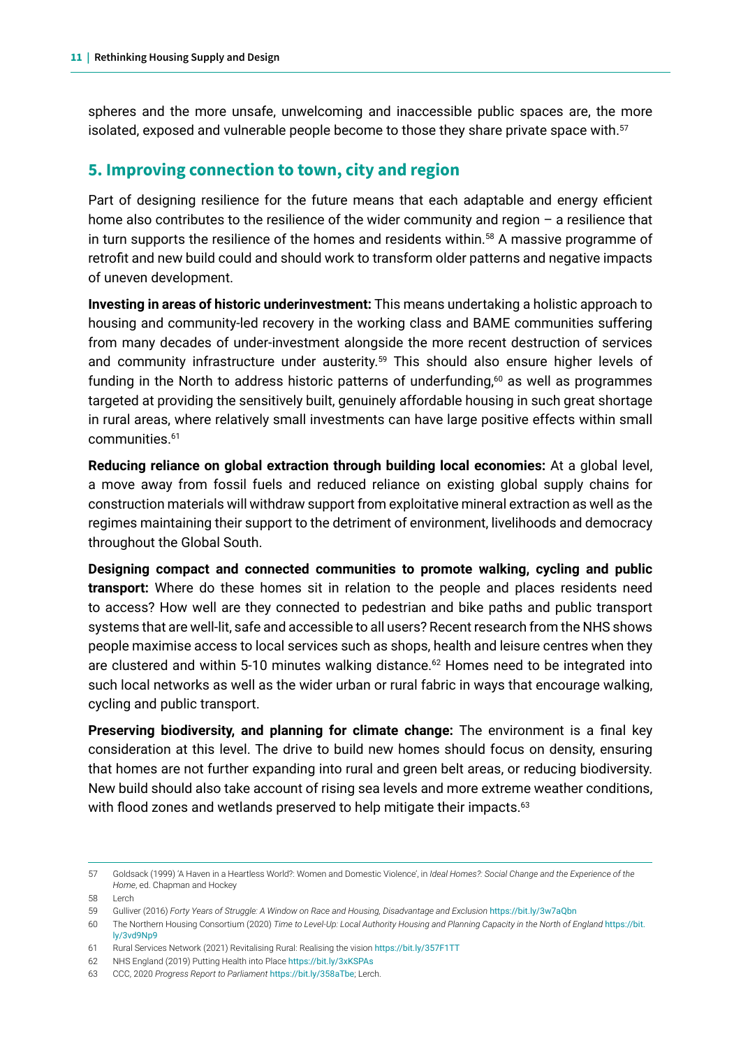spheres and the more unsafe, unwelcoming and inaccessible public spaces are, the more isolated, exposed and vulnerable people become to those they share private space with.[57]

## 5. Improving connection to town, city and region

Part of designing resilience for the future means that each adaptable and energy efficient home also contributes to the resilience of the wider community and region – a resilience that in turn supports the resilience of the homes and residents within.[58] A massive programme of retrofit and new build could and should work to transform older patterns and negative impacts of uneven development.

**Investing in areas of historic underinvestment:** This means undertaking a holistic approach to housing and community-led recovery in the working class and BAME communities suffering from many decades of under-investment alongside the more recent destruction of services and community infrastructure under austerity.[59] This should also ensure higher levels of funding in the North to address historic patterns of underfunding,[60] as well as programmes targeted at providing the sensitively built, genuinely affordable housing in such great shortage in rural areas, where relatively small investments can have large positive effects within small communities.[61]

**Reducing reliance on global extraction through building local economies:** At a global level, a move away from fossil fuels and reduced reliance on existing global supply chains for construction materials will withdraw support from exploitative mineral extraction as well as the regimes maintaining their support to the detriment of environment, livelihoods and democracy throughout the Global South.

**Designing compact and connected communities to promote walking, cycling and public transport:** Where do these homes sit in relation to the people and places residents need to access? How well are they connected to pedestrian and bike paths and public transport systems that are well-lit, safe and accessible to all users? Recent research from the NHS shows people maximise access to local services such as shops, health and leisure centres when they are clustered and within 5-10 minutes walking distance.[62] Homes need to be integrated into such local networks as well as the wider urban or rural fabric in ways that encourage walking, cycling and public transport.

**Preserving biodiversity, and planning for climate change:** The environment is a final key consideration at this level. The drive to build new homes should focus on density, ensuring that homes are not further expanding into rural and green belt areas, or reducing biodiversity. New build should also take account of rising sea levels and more extreme weather conditions, with flood zones and wetlands preserved to help mitigate their impacts.[63]

---

57 Goldsack (1999) 'A Haven in a Heartless World?: Women and Domestic Violence', in *Ideal Homes?: Social Change and the Experience of the Home*, ed. Chapman and Hockey

58 Lerch

59 Gulliver (2016) *Forty Years of Struggle: A Window on Race and Housing, Disadvantage and Exclusion* https://bit.ly/3w7aQbn

60 The Northern Housing Consortium (2020) *Time to Level-Up: Local Authority Housing and Planning Capacity in the North of England* https://bit.ly/3vd9Np9

61 Rural Services Network (2021) Revitalising Rural: Realising the vision https://bit.ly/357F1TT

62 NHS England (2019) Putting Health into Place https://bit.ly/3xKSPAs

63 CCC, 2020 *Progress Report to Parliament* https://bit.ly/358aTbe; Lerch.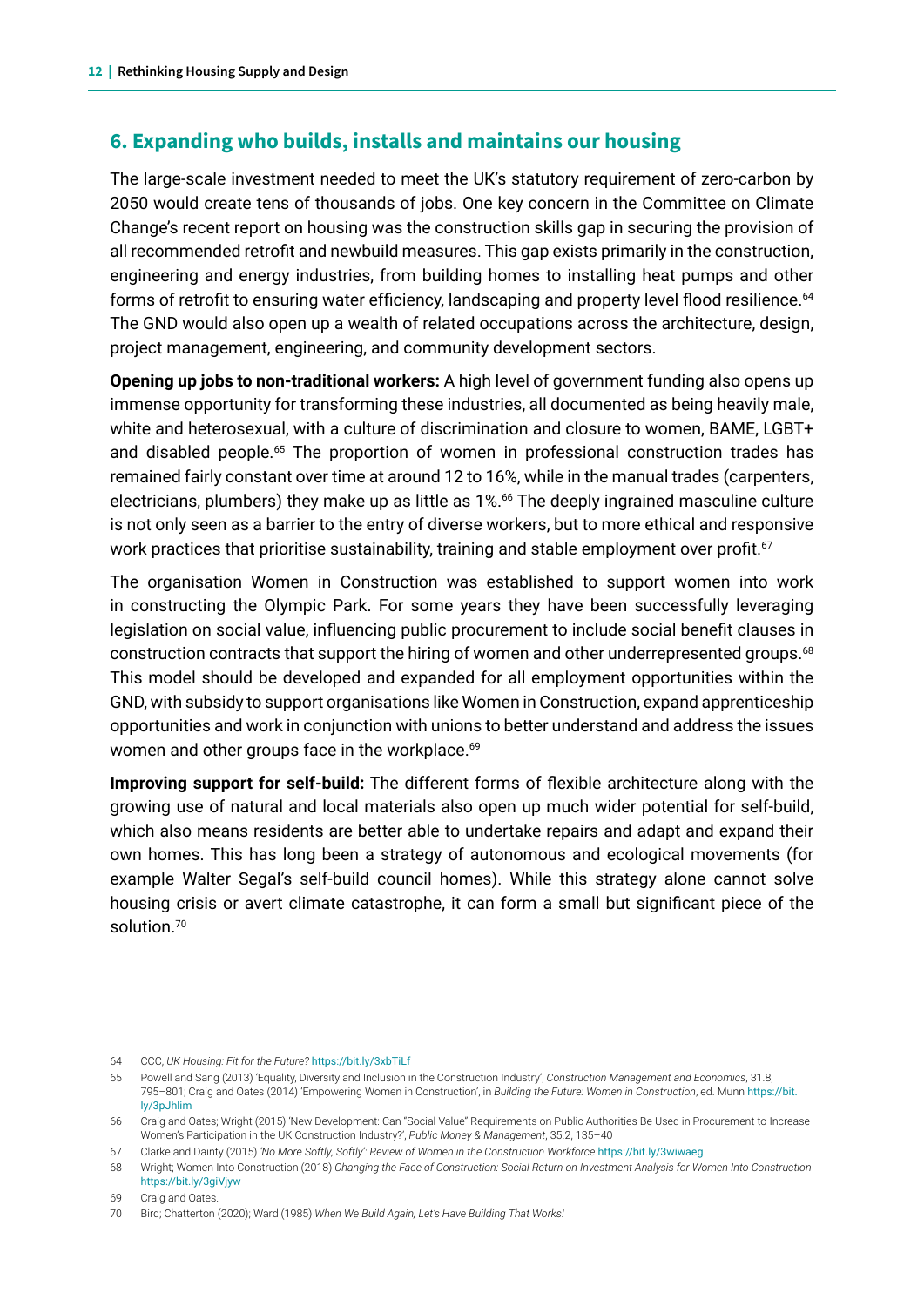## 6. Expanding who builds, installs and maintains our housing

The large-scale investment needed to meet the UK's statutory requirement of zero-carbon by 2050 would create tens of thousands of jobs. One key concern in the Committee on Climate Change's recent report on housing was the construction skills gap in securing the provision of all recommended retrofit and newbuild measures. This gap exists primarily in the construction, engineering and energy industries, from building homes to installing heat pumps and other forms of retrofit to ensuring water efficiency, landscaping and property level flood resilience.[64] The GND would also open up a wealth of related occupations across the architecture, design, project management, engineering, and community development sectors.

**Opening up jobs to non-traditional workers:** A high level of government funding also opens up immense opportunity for transforming these industries, all documented as being heavily male, white and heterosexual, with a culture of discrimination and closure to women, BAME, LGBT+ and disabled people.[65] The proportion of women in professional construction trades has remained fairly constant over time at around 12 to 16%, while in the manual trades (carpenters, electricians, plumbers) they make up as little as 1%.[66] The deeply ingrained masculine culture is not only seen as a barrier to the entry of diverse workers, but to more ethical and responsive work practices that prioritise sustainability, training and stable employment over profit.[67]

The organisation Women in Construction was established to support women into work in constructing the Olympic Park. For some years they have been successfully leveraging legislation on social value, influencing public procurement to include social benefit clauses in construction contracts that support the hiring of women and other underrepresented groups.[68] This model should be developed and expanded for all employment opportunities within the GND, with subsidy to support organisations like Women in Construction, expand apprenticeship opportunities and work in conjunction with unions to better understand and address the issues women and other groups face in the workplace.[69]

**Improving support for self-build:** The different forms of flexible architecture along with the growing use of natural and local materials also open up much wider potential for self-build, which also means residents are better able to undertake repairs and adapt and expand their own homes. This has long been a strategy of autonomous and ecological movements (for example Walter Segal's self-build council homes). While this strategy alone cannot solve housing crisis or avert climate catastrophe, it can form a small but significant piece of the solution.[70]

---

64 CCC, *UK Housing: Fit for the Future?* https://bit.ly/3xbTiLf

65 Powell and Sang (2013) 'Equality, Diversity and Inclusion in the Construction Industry', *Construction Management and Economics*, 31.8, 795–801; Craig and Oates (2014) 'Empowering Women in Construction', in *Building the Future: Women in Construction*, ed. Munn https://bit.ly/3pJhlim

66 Craig and Oates; Wright (2015) 'New Development: Can "Social Value" Requirements on Public Authorities Be Used in Procurement to Increase Women's Participation in the UK Construction Industry?', *Public Money & Management*, 35.2, 135–40

67 Clarke and Dainty (2015) *'No More Softly, Softly': Review of Women in the Construction Workforce* https://bit.ly/3wiwaeg

68 Wright; Women Into Construction (2018) *Changing the Face of Construction: Social Return on Investment Analysis for Women Into Construction* https://bit.ly/3giVjyw

69 Craig and Oates.

70 Bird; Chatterton (2020); Ward (1985) *When We Build Again, Let's Have Building That Works!*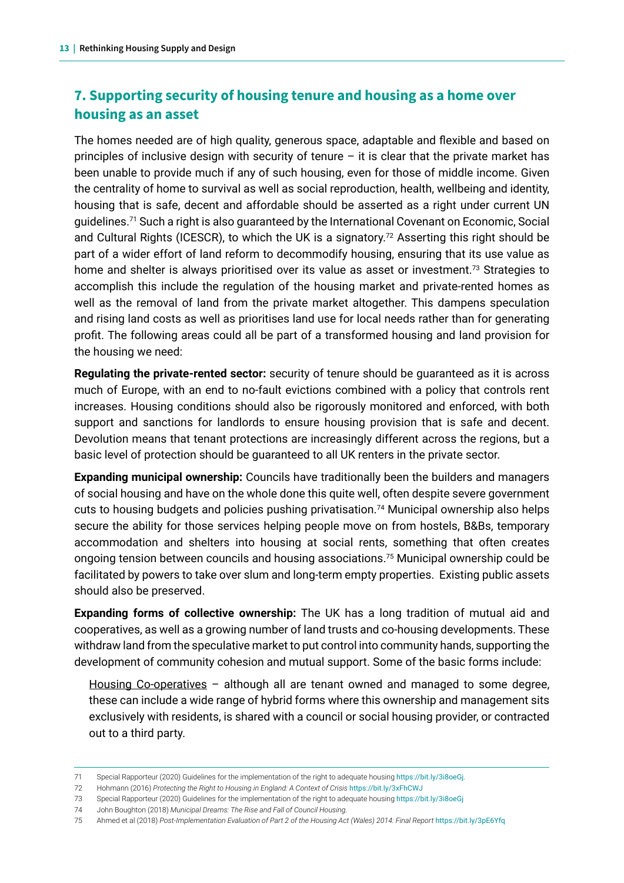## 7. Supporting security of housing tenure and housing as a home over housing as an asset

The homes needed are of high quality, generous space, adaptable and flexible and based on principles of inclusive design with security of tenure – it is clear that the private market has been unable to provide much if any of such housing, even for those of middle income. Given the centrality of home to survival as well as social reproduction, health, wellbeing and identity, housing that is safe, decent and affordable should be asserted as a right under current UN guidelines.[71] Such a right is also guaranteed by the International Covenant on Economic, Social and Cultural Rights (ICESCR), to which the UK is a signatory.[72] Asserting this right should be part of a wider effort of land reform to decommodify housing, ensuring that its use value as home and shelter is always prioritised over its value as asset or investment.[73] Strategies to accomplish this include the regulation of the housing market and private-rented homes as well as the removal of land from the private market altogether. This dampens speculation and rising land costs as well as prioritises land use for local needs rather than for generating profit. The following areas could all be part of a transformed housing and land provision for the housing we need:

**Regulating the private-rented sector:** security of tenure should be guaranteed as it is across much of Europe, with an end to no-fault evictions combined with a policy that controls rent increases. Housing conditions should also be rigorously monitored and enforced, with both support and sanctions for landlords to ensure housing provision that is safe and decent. Devolution means that tenant protections are increasingly different across the regions, but a basic level of protection should be guaranteed to all UK renters in the private sector.

**Expanding municipal ownership:** Councils have traditionally been the builders and managers of social housing and have on the whole done this quite well, often despite severe government cuts to housing budgets and policies pushing privatisation.[74] Municipal ownership also helps secure the ability for those services helping people move on from hostels, B&Bs, temporary accommodation and shelters into housing at social rents, something that often creates ongoing tension between councils and housing associations.[75] Municipal ownership could be facilitated by powers to take over slum and long-term empty properties. Existing public assets should also be preserved.

**Expanding forms of collective ownership:** The UK has a long tradition of mutual aid and cooperatives, as well as a growing number of land trusts and co-housing developments. These withdraw land from the speculative market to put control into community hands, supporting the development of community cohesion and mutual support. Some of the basic forms include:

Housing Co-operatives – although all are tenant owned and managed to some degree, these can include a wide range of hybrid forms where this ownership and management sits exclusively with residents, is shared with a council or social housing provider, or contracted out to a third party.

---

71 Special Rapporteur (2020) Guidelines for the implementation of the right to adequate housing https://bit.ly/3i8oeGj.

72 Hohmann (2016) *Protecting the Right to Housing in England: A Context of Crisis* https://bit.ly/3xFhCWJ

73 Special Rapporteur (2020) Guidelines for the implementation of the right to adequate housing https://bit.ly/3i8oeGj

74 John Boughton (2018) *Municipal Dreams: The Rise and Fall of Council Housing.*

75 Ahmed et al (2018) *Post-Implementation Evaluation of Part 2 of the Housing Act (Wales) 2014: Final Report* https://bit.ly/3pE6Yfq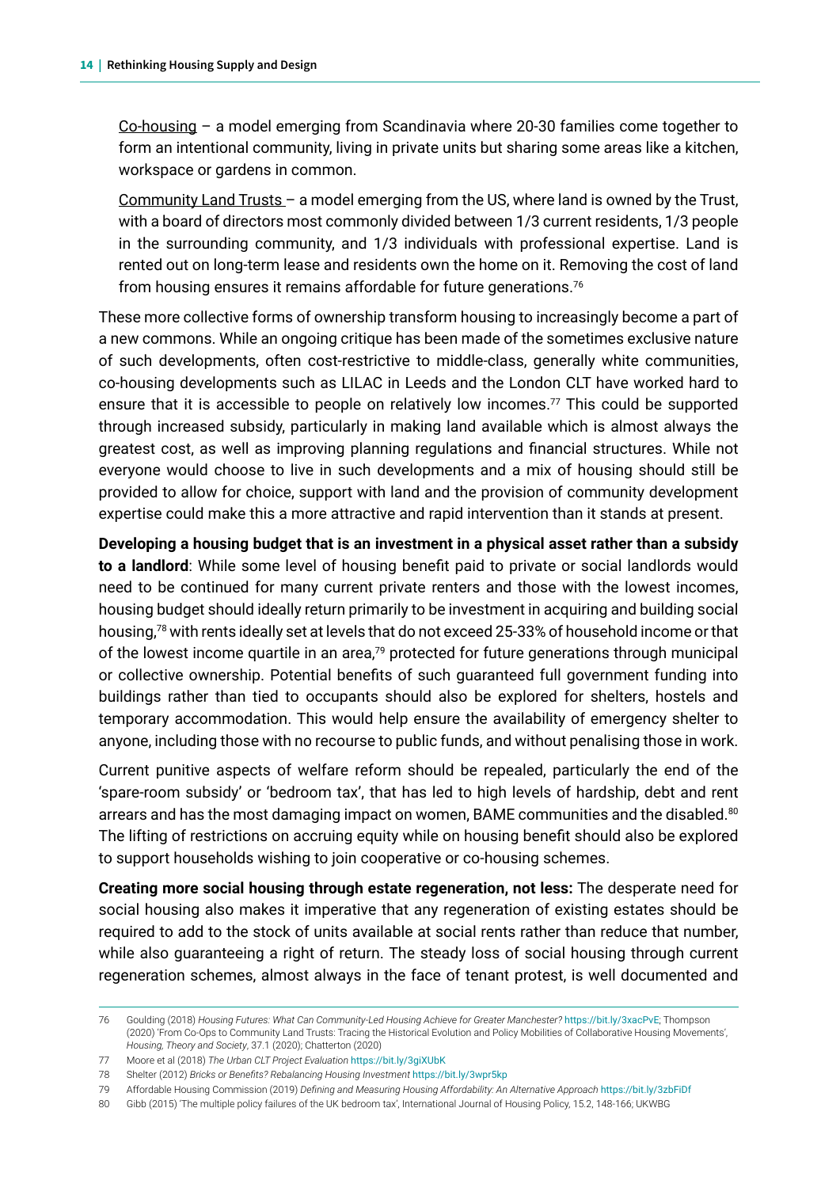Co-housing – a model emerging from Scandinavia where 20-30 families come together to form an intentional community, living in private units but sharing some areas like a kitchen, workspace or gardens in common.

Community Land Trusts – a model emerging from the US, where land is owned by the Trust, with a board of directors most commonly divided between 1/3 current residents, 1/3 people in the surrounding community, and 1/3 individuals with professional expertise. Land is rented out on long-term lease and residents own the home on it. Removing the cost of land from housing ensures it remains affordable for future generations.[76]

These more collective forms of ownership transform housing to increasingly become a part of a new commons. While an ongoing critique has been made of the sometimes exclusive nature of such developments, often cost-restrictive to middle-class, generally white communities, co-housing developments such as LILAC in Leeds and the London CLT have worked hard to ensure that it is accessible to people on relatively low incomes.[77] This could be supported through increased subsidy, particularly in making land available which is almost always the greatest cost, as well as improving planning regulations and financial structures. While not everyone would choose to live in such developments and a mix of housing should still be provided to allow for choice, support with land and the provision of community development expertise could make this a more attractive and rapid intervention than it stands at present.

**Developing a housing budget that is an investment in a physical asset rather than a subsidy to a landlord**: While some level of housing benefit paid to private or social landlords would need to be continued for many current private renters and those with the lowest incomes, housing budget should ideally return primarily to be investment in acquiring and building social housing,[78] with rents ideally set at levels that do not exceed 25-33% of household income or that of the lowest income quartile in an area,[79] protected for future generations through municipal or collective ownership. Potential benefits of such guaranteed full government funding into buildings rather than tied to occupants should also be explored for shelters, hostels and temporary accommodation. This would help ensure the availability of emergency shelter to anyone, including those with no recourse to public funds, and without penalising those in work.

Current punitive aspects of welfare reform should be repealed, particularly the end of the 'spare-room subsidy' or 'bedroom tax', that has led to high levels of hardship, debt and rent arrears and has the most damaging impact on women, BAME communities and the disabled.[80] The lifting of restrictions on accruing equity while on housing benefit should also be explored to support households wishing to join cooperative or co-housing schemes.

**Creating more social housing through estate regeneration, not less:** The desperate need for social housing also makes it imperative that any regeneration of existing estates should be required to add to the stock of units available at social rents rather than reduce that number, while also guaranteeing a right of return. The steady loss of social housing through current regeneration schemes, almost always in the face of tenant protest, is well documented and

---

76 Goulding (2018) *Housing Futures: What Can Community-Led Housing Achieve for Greater Manchester?* https://bit.ly/3xacPvE; Thompson (2020) 'From Co-Ops to Community Land Trusts: Tracing the Historical Evolution and Policy Mobilities of Collaborative Housing Movements', *Housing, Theory and Society*, 37.1 (2020); Chatterton (2020)

77 Moore et al (2018) *The Urban CLT Project Evaluation* https://bit.ly/3giXUbK

78 Shelter (2012) *Bricks or Benefits? Rebalancing Housing Investment* https://bit.ly/3wpr5kp

79 Affordable Housing Commission (2019) *Defining and Measuring Housing Affordability: An Alternative Approach* https://bit.ly/3zbFiDf

80 Gibb (2015) 'The multiple policy failures of the UK bedroom tax', International Journal of Housing Policy, 15.2, 148-166; UKWBG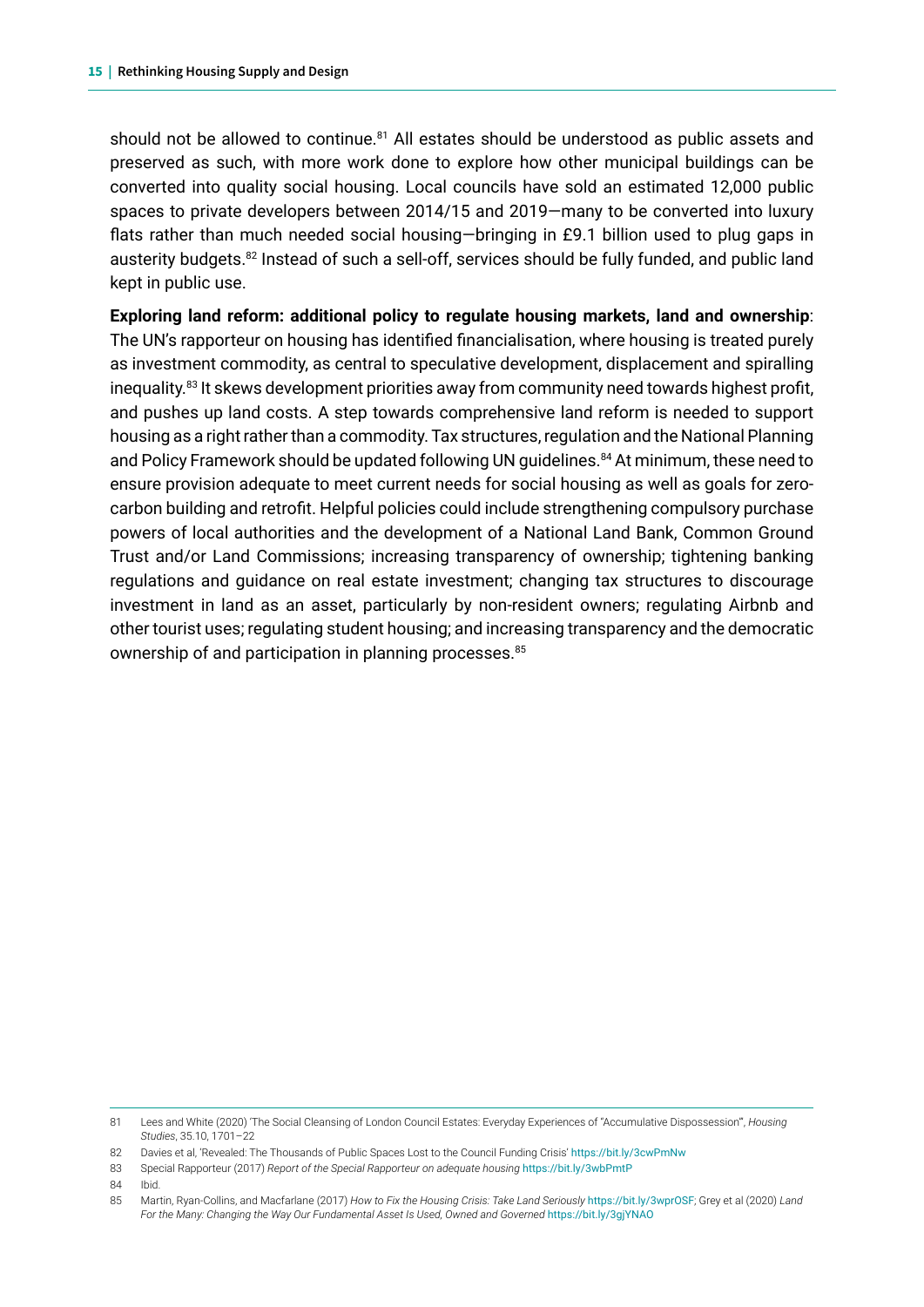should not be allowed to continue.[81] All estates should be understood as public assets and preserved as such, with more work done to explore how other municipal buildings can be converted into quality social housing. Local councils have sold an estimated 12,000 public spaces to private developers between 2014/15 and 2019—many to be converted into luxury flats rather than much needed social housing—bringing in £9.1 billion used to plug gaps in austerity budgets.[82] Instead of such a sell-off, services should be fully funded, and public land kept in public use.

**Exploring land reform: additional policy to regulate housing markets, land and ownership**: The UN's rapporteur on housing has identified financialisation, where housing is treated purely as investment commodity, as central to speculative development, displacement and spiralling inequality.[83] It skews development priorities away from community need towards highest profit, and pushes up land costs. A step towards comprehensive land reform is needed to support housing as a right rather than a commodity. Tax structures, regulation and the National Planning and Policy Framework should be updated following UN guidelines.[84] At minimum, these need to ensure provision adequate to meet current needs for social housing as well as goals for zero-carbon building and retrofit. Helpful policies could include strengthening compulsory purchase powers of local authorities and the development of a National Land Bank, Common Ground Trust and/or Land Commissions; increasing transparency of ownership; tightening banking regulations and guidance on real estate investment; changing tax structures to discourage investment in land as an asset, particularly by non-resident owners; regulating Airbnb and other tourist uses; regulating student housing; and increasing transparency and the democratic ownership of and participation in planning processes.[85]

---

81 Lees and White (2020) 'The Social Cleansing of London Council Estates: Everyday Experiences of "Accumulative Dispossession"', *Housing Studies*, 35.10, 1701–22

82 Davies et al, 'Revealed: The Thousands of Public Spaces Lost to the Council Funding Crisis' https://bit.ly/3cwPmNw

83 Special Rapporteur (2017) *Report of the Special Rapporteur on adequate housing* https://bit.ly/3wbPmtP

84 Ibid.

85 Martin, Ryan-Collins, and Macfarlane (2017) *How to Fix the Housing Crisis: Take Land Seriously* https://bit.ly/3wprOSF; Grey et al (2020) *Land For the Many: Changing the Way Our Fundamental Asset Is Used, Owned and Governed* https://bit.ly/3gjYNAO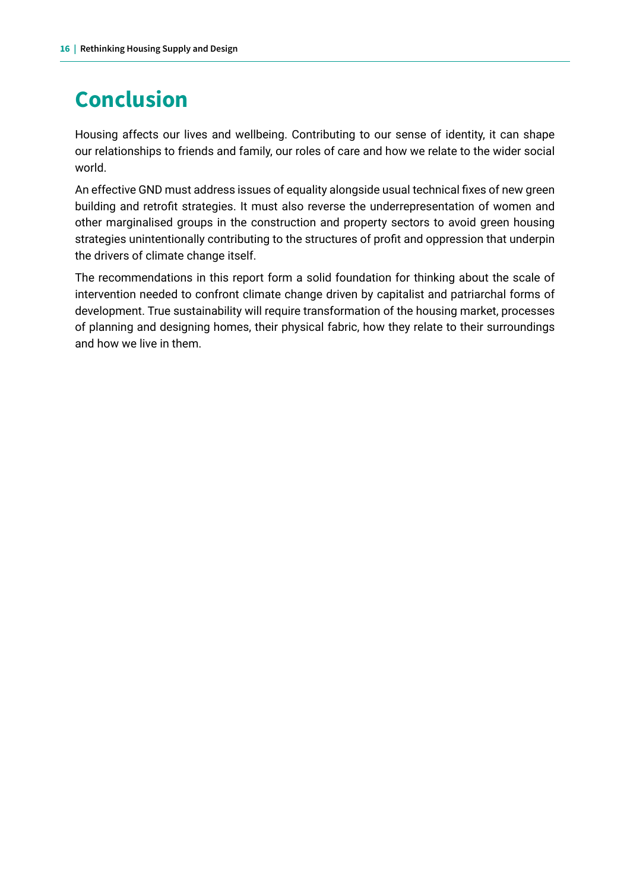# Conclusion

Housing affects our lives and wellbeing. Contributing to our sense of identity, it can shape our relationships to friends and family, our roles of care and how we relate to the wider social world.

An effective GND must address issues of equality alongside usual technical fixes of new green building and retrofit strategies. It must also reverse the underrepresentation of women and other marginalised groups in the construction and property sectors to avoid green housing strategies unintentionally contributing to the structures of profit and oppression that underpin the drivers of climate change itself.

The recommendations in this report form a solid foundation for thinking about the scale of intervention needed to confront climate change driven by capitalist and patriarchal forms of development. True sustainability will require transformation of the housing market, processes of planning and designing homes, their physical fabric, how they relate to their surroundings and how we live in them.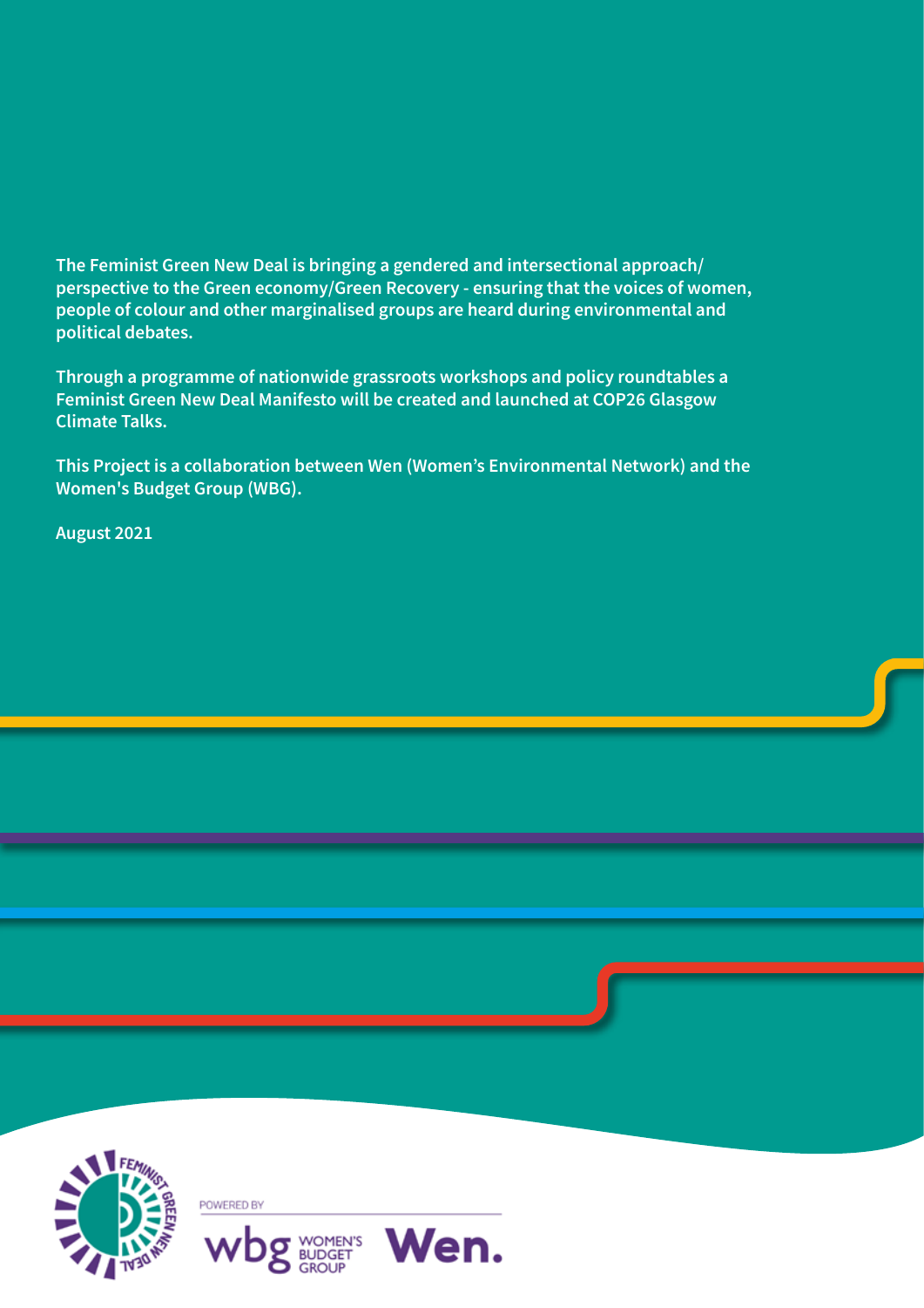**The Feminist Green New Deal is bringing a gendered and intersectional approach/ perspective to the Green economy/Green Recovery - ensuring that the voices of women, people of colour and other marginalised groups are heard during environmental and political debates.**

**Through a programme of nationwide grassroots workshops and policy roundtables a Feminist Green New Deal Manifesto will be created and launched at COP26 Glasgow Climate Talks.**

**This Project is a collaboration between Wen (Women's Environmental Network) and the Women's Budget Group (WBG).**

**August 2021**

FEMINIST GREEN NEW DEAL

POWERED BY

wbg WOMEN'S BUDGET GROUP

Wen.